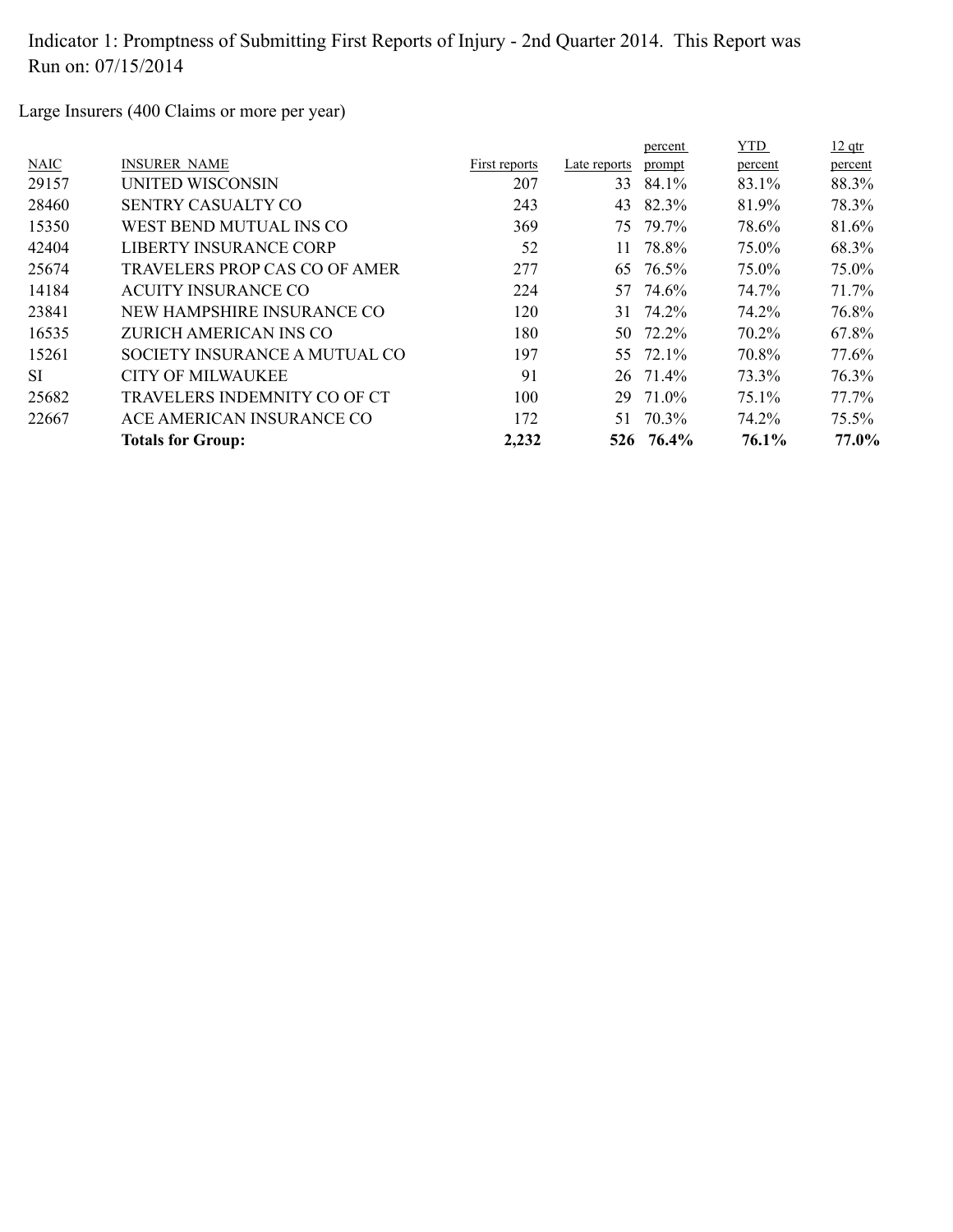Indicator 1: Promptness of Submitting First Reports of Injury - 2nd Quarter 2014. This Report was Run on: 07/15/2014

Large Insurers (400 Claims or more per year)

| NAIC | INSURER NAME | First reports | Late reports | percent prompt | YTD percent | 12 qtr percent |
|---|---|---|---|---|---|---|
| 29157 | UNITED WISCONSIN | 207 | 33 | 84.1% | 83.1% | 88.3% |
| 28460 | SENTRY CASUALTY CO | 243 | 43 | 82.3% | 81.9% | 78.3% |
| 15350 | WEST BEND MUTUAL INS CO | 369 | 75 | 79.7% | 78.6% | 81.6% |
| 42404 | LIBERTY INSURANCE CORP | 52 | 11 | 78.8% | 75.0% | 68.3% |
| 25674 | TRAVELERS PROP CAS CO OF AMER | 277 | 65 | 76.5% | 75.0% | 75.0% |
| 14184 | ACUITY INSURANCE CO | 224 | 57 | 74.6% | 74.7% | 71.7% |
| 23841 | NEW HAMPSHIRE INSURANCE CO | 120 | 31 | 74.2% | 74.2% | 76.8% |
| 16535 | ZURICH AMERICAN INS CO | 180 | 50 | 72.2% | 70.2% | 67.8% |
| 15261 | SOCIETY INSURANCE A MUTUAL CO | 197 | 55 | 72.1% | 70.8% | 77.6% |
| SI | CITY OF MILWAUKEE | 91 | 26 | 71.4% | 73.3% | 76.3% |
| 25682 | TRAVELERS INDEMNITY CO OF CT | 100 | 29 | 71.0% | 75.1% | 77.7% |
| 22667 | ACE AMERICAN INSURANCE CO | 172 | 51 | 70.3% | 74.2% | 75.5% |
| | **Totals for Group:** | **2,232** | **526** | **76.4%** | **76.1%** | **77.0%** |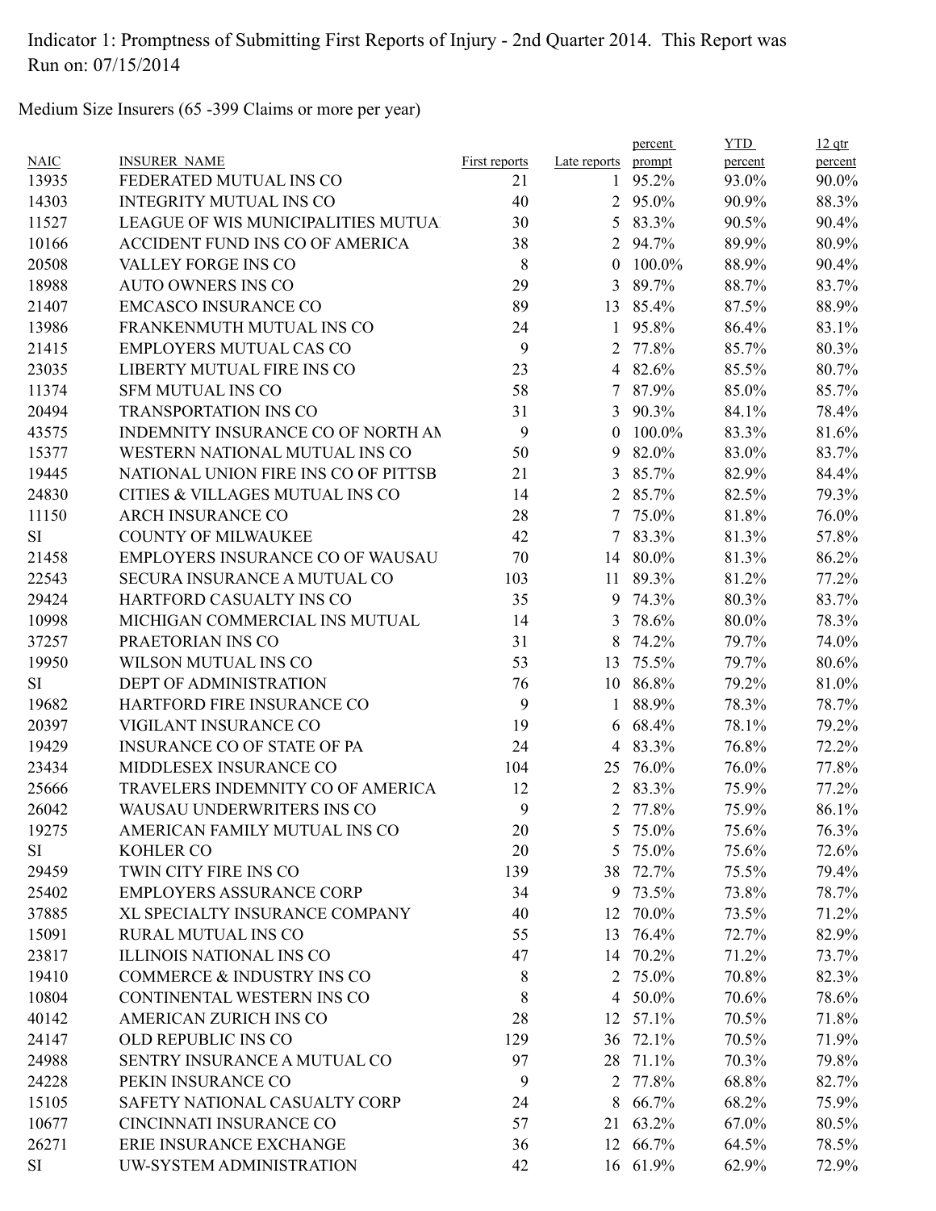Indicator 1: Promptness of Submitting First Reports of Injury - 2nd Quarter 2014. This Report was Run on: 07/15/2014

Medium Size Insurers (65 -399 Claims or more per year)

| NAIC | INSURER_NAME | First reports | Late reports | percent prompt | YTD percent | 12 qtr percent |
|---|---|---|---|---|---|---|
| 13935 | FEDERATED MUTUAL INS CO | 21 | 1 | 95.2% | 93.0% | 90.0% |
| 14303 | INTEGRITY MUTUAL INS CO | 40 | 2 | 95.0% | 90.9% | 88.3% |
| 11527 | LEAGUE OF WIS MUNICIPALITIES MUTUA | 30 | 5 | 83.3% | 90.5% | 90.4% |
| 10166 | ACCIDENT FUND INS CO OF AMERICA | 38 | 2 | 94.7% | 89.9% | 80.9% |
| 20508 | VALLEY FORGE INS CO | 8 | 0 | 100.0% | 88.9% | 90.4% |
| 18988 | AUTO OWNERS INS CO | 29 | 3 | 89.7% | 88.7% | 83.7% |
| 21407 | EMCASCO INSURANCE CO | 89 | 13 | 85.4% | 87.5% | 88.9% |
| 13986 | FRANKENMUTH MUTUAL INS CO | 24 | 1 | 95.8% | 86.4% | 83.1% |
| 21415 | EMPLOYERS MUTUAL CAS CO | 9 | 2 | 77.8% | 85.7% | 80.3% |
| 23035 | LIBERTY MUTUAL FIRE INS CO | 23 | 4 | 82.6% | 85.5% | 80.7% |
| 11374 | SFM MUTUAL INS CO | 58 | 7 | 87.9% | 85.0% | 85.7% |
| 20494 | TRANSPORTATION INS CO | 31 | 3 | 90.3% | 84.1% | 78.4% |
| 43575 | INDEMNITY INSURANCE CO OF NORTH AM | 9 | 0 | 100.0% | 83.3% | 81.6% |
| 15377 | WESTERN NATIONAL MUTUAL INS CO | 50 | 9 | 82.0% | 83.0% | 83.7% |
| 19445 | NATIONAL UNION FIRE INS CO OF PITTSB | 21 | 3 | 85.7% | 82.9% | 84.4% |
| 24830 | CITIES & VILLAGES MUTUAL INS CO | 14 | 2 | 85.7% | 82.5% | 79.3% |
| 11150 | ARCH INSURANCE CO | 28 | 7 | 75.0% | 81.8% | 76.0% |
| SI | COUNTY OF MILWAUKEE | 42 | 7 | 83.3% | 81.3% | 57.8% |
| 21458 | EMPLOYERS INSURANCE CO OF WAUSAU | 70 | 14 | 80.0% | 81.3% | 86.2% |
| 22543 | SECURA INSURANCE A MUTUAL CO | 103 | 11 | 89.3% | 81.2% | 77.2% |
| 29424 | HARTFORD CASUALTY INS CO | 35 | 9 | 74.3% | 80.3% | 83.7% |
| 10998 | MICHIGAN COMMERCIAL INS MUTUAL | 14 | 3 | 78.6% | 80.0% | 78.3% |
| 37257 | PRAETORIAN INS CO | 31 | 8 | 74.2% | 79.7% | 74.0% |
| 19950 | WILSON MUTUAL INS CO | 53 | 13 | 75.5% | 79.7% | 80.6% |
| SI | DEPT OF ADMINISTRATION | 76 | 10 | 86.8% | 79.2% | 81.0% |
| 19682 | HARTFORD FIRE INSURANCE CO | 9 | 1 | 88.9% | 78.3% | 78.7% |
| 20397 | VIGILANT INSURANCE CO | 19 | 6 | 68.4% | 78.1% | 79.2% |
| 19429 | INSURANCE CO OF STATE OF PA | 24 | 4 | 83.3% | 76.8% | 72.2% |
| 23434 | MIDDLESEX INSURANCE CO | 104 | 25 | 76.0% | 76.0% | 77.8% |
| 25666 | TRAVELERS INDEMNITY CO OF AMERICA | 12 | 2 | 83.3% | 75.9% | 77.2% |
| 26042 | WAUSAU UNDERWRITERS INS CO | 9 | 2 | 77.8% | 75.9% | 86.1% |
| 19275 | AMERICAN FAMILY MUTUAL INS CO | 20 | 5 | 75.0% | 75.6% | 76.3% |
| SI | KOHLER CO | 20 | 5 | 75.0% | 75.6% | 72.6% |
| 29459 | TWIN CITY FIRE INS CO | 139 | 38 | 72.7% | 75.5% | 79.4% |
| 25402 | EMPLOYERS ASSURANCE CORP | 34 | 9 | 73.5% | 73.8% | 78.7% |
| 37885 | XL SPECIALTY INSURANCE COMPANY | 40 | 12 | 70.0% | 73.5% | 71.2% |
| 15091 | RURAL MUTUAL INS CO | 55 | 13 | 76.4% | 72.7% | 82.9% |
| 23817 | ILLINOIS NATIONAL INS CO | 47 | 14 | 70.2% | 71.2% | 73.7% |
| 19410 | COMMERCE & INDUSTRY INS CO | 8 | 2 | 75.0% | 70.8% | 82.3% |
| 10804 | CONTINENTAL WESTERN INS CO | 8 | 4 | 50.0% | 70.6% | 78.6% |
| 40142 | AMERICAN ZURICH INS CO | 28 | 12 | 57.1% | 70.5% | 71.8% |
| 24147 | OLD REPUBLIC INS CO | 129 | 36 | 72.1% | 70.5% | 71.9% |
| 24988 | SENTRY INSURANCE A MUTUAL CO | 97 | 28 | 71.1% | 70.3% | 79.8% |
| 24228 | PEKIN INSURANCE CO | 9 | 2 | 77.8% | 68.8% | 82.7% |
| 15105 | SAFETY NATIONAL CASUALTY CORP | 24 | 8 | 66.7% | 68.2% | 75.9% |
| 10677 | CINCINNATI INSURANCE CO | 57 | 21 | 63.2% | 67.0% | 80.5% |
| 26271 | ERIE INSURANCE EXCHANGE | 36 | 12 | 66.7% | 64.5% | 78.5% |
| SI | UW-SYSTEM ADMINISTRATION | 42 | 16 | 61.9% | 62.9% | 72.9% |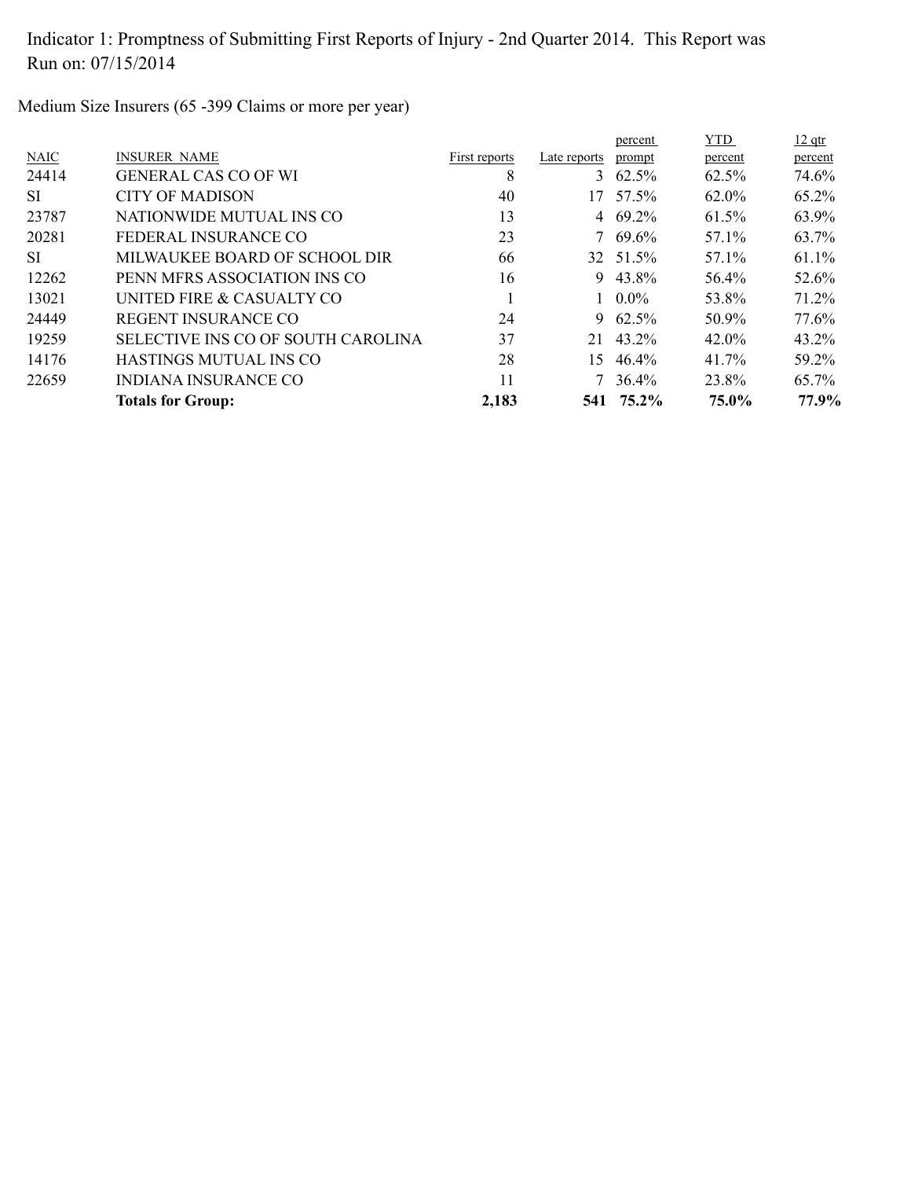Indicator 1: Promptness of Submitting First Reports of Injury - 2nd Quarter 2014. This Report was Run on: 07/15/2014

Medium Size Insurers (65 -399 Claims or more per year)

| NAIC | INSURER NAME | First reports | Late reports | percent prompt | YTD percent | 12 qtr percent |
|---|---|---|---|---|---|---|
| 24414 | GENERAL CAS CO OF WI | 8 | 3 | 62.5% | 62.5% | 74.6% |
| SI | CITY OF MADISON | 40 | 17 | 57.5% | 62.0% | 65.2% |
| 23787 | NATIONWIDE MUTUAL INS CO | 13 | 4 | 69.2% | 61.5% | 63.9% |
| 20281 | FEDERAL INSURANCE CO | 23 | 7 | 69.6% | 57.1% | 63.7% |
| SI | MILWAUKEE BOARD OF SCHOOL DIR | 66 | 32 | 51.5% | 57.1% | 61.1% |
| 12262 | PENN MFRS ASSOCIATION INS CO | 16 | 9 | 43.8% | 56.4% | 52.6% |
| 13021 | UNITED FIRE & CASUALTY CO | 1 | 1 | 0.0% | 53.8% | 71.2% |
| 24449 | REGENT INSURANCE CO | 24 | 9 | 62.5% | 50.9% | 77.6% |
| 19259 | SELECTIVE INS CO OF SOUTH CAROLINA | 37 | 21 | 43.2% | 42.0% | 43.2% |
| 14176 | HASTINGS MUTUAL INS CO | 28 | 15 | 46.4% | 41.7% | 59.2% |
| 22659 | INDIANA INSURANCE CO | 11 | 7 | 36.4% | 23.8% | 65.7% |
| | **Totals for Group:** | **2,183** | **541** | **75.2%** | **75.0%** | **77.9%** |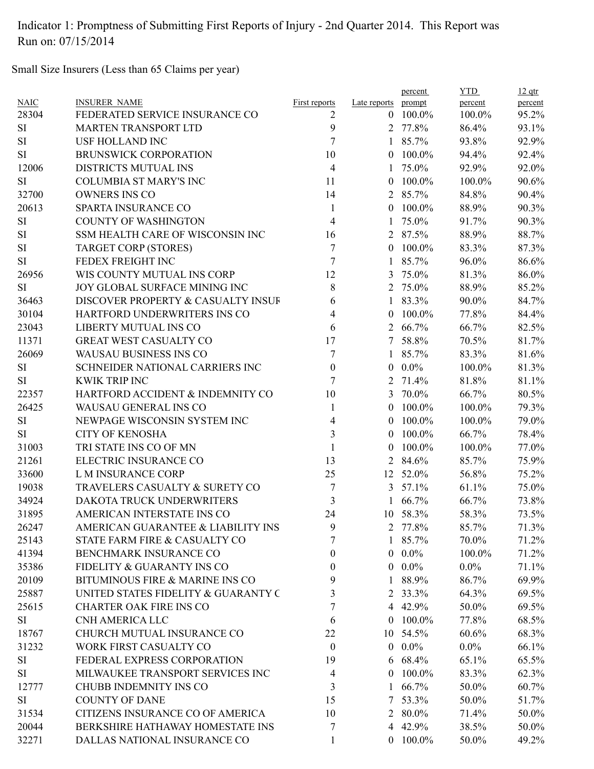Indicator 1: Promptness of Submitting First Reports of Injury - 2nd Quarter 2014. This Report was Run on: 07/15/2014

Small Size Insurers (Less than 65 Claims per year)

| NAIC | INSURER_NAME | First reports | Late reports | percent prompt | YTD percent | 12 qtr percent |
|---|---|---|---|---|---|---|
| 28304 | FEDERATED SERVICE INSURANCE CO | 2 | 0 | 100.0% | 100.0% | 95.2% |
| SI | MARTEN TRANSPORT LTD | 9 | 2 | 77.8% | 86.4% | 93.1% |
| SI | USF HOLLAND INC | 7 | 1 | 85.7% | 93.8% | 92.9% |
| SI | BRUNSWICK CORPORATION | 10 | 0 | 100.0% | 94.4% | 92.4% |
| 12006 | DISTRICTS MUTUAL INS | 4 | 1 | 75.0% | 92.9% | 92.0% |
| SI | COLUMBIA ST MARY'S INC | 11 | 0 | 100.0% | 100.0% | 90.6% |
| 32700 | OWNERS INS CO | 14 | 2 | 85.7% | 84.8% | 90.4% |
| 20613 | SPARTA INSURANCE CO | 1 | 0 | 100.0% | 88.9% | 90.3% |
| SI | COUNTY OF WASHINGTON | 4 | 1 | 75.0% | 91.7% | 90.3% |
| SI | SSM HEALTH CARE OF WISCONSIN INC | 16 | 2 | 87.5% | 88.9% | 88.7% |
| SI | TARGET CORP (STORES) | 7 | 0 | 100.0% | 83.3% | 87.3% |
| SI | FEDEX FREIGHT INC | 7 | 1 | 85.7% | 96.0% | 86.6% |
| 26956 | WIS COUNTY MUTUAL INS CORP | 12 | 3 | 75.0% | 81.3% | 86.0% |
| SI | JOY GLOBAL SURFACE MINING INC | 8 | 2 | 75.0% | 88.9% | 85.2% |
| 36463 | DISCOVER PROPERTY & CASUALTY INSUF | 6 | 1 | 83.3% | 90.0% | 84.7% |
| 30104 | HARTFORD UNDERWRITERS INS CO | 4 | 0 | 100.0% | 77.8% | 84.4% |
| 23043 | LIBERTY MUTUAL INS CO | 6 | 2 | 66.7% | 66.7% | 82.5% |
| 11371 | GREAT WEST CASUALTY CO | 17 | 7 | 58.8% | 70.5% | 81.7% |
| 26069 | WAUSAU BUSINESS INS CO | 7 | 1 | 85.7% | 83.3% | 81.6% |
| SI | SCHNEIDER NATIONAL CARRIERS INC | 0 | 0 | 0.0% | 100.0% | 81.3% |
| SI | KWIK TRIP INC | 7 | 2 | 71.4% | 81.8% | 81.1% |
| 22357 | HARTFORD ACCIDENT & INDEMNITY CO | 10 | 3 | 70.0% | 66.7% | 80.5% |
| 26425 | WAUSAU GENERAL INS CO | 1 | 0 | 100.0% | 100.0% | 79.3% |
| SI | NEWPAGE WISCONSIN SYSTEM INC | 4 | 0 | 100.0% | 100.0% | 79.0% |
| SI | CITY OF KENOSHA | 3 | 0 | 100.0% | 66.7% | 78.4% |
| 31003 | TRI STATE INS CO OF MN | 1 | 0 | 100.0% | 100.0% | 77.0% |
| 21261 | ELECTRIC INSURANCE CO | 13 | 2 | 84.6% | 85.7% | 75.9% |
| 33600 | L M INSURANCE CORP | 25 | 12 | 52.0% | 56.8% | 75.2% |
| 19038 | TRAVELERS CASUALTY & SURETY CO | 7 | 3 | 57.1% | 61.1% | 75.0% |
| 34924 | DAKOTA TRUCK UNDERWRITERS | 3 | 1 | 66.7% | 66.7% | 73.8% |
| 31895 | AMERICAN INTERSTATE INS CO | 24 | 10 | 58.3% | 58.3% | 73.5% |
| 26247 | AMERICAN GUARANTEE & LIABILITY INS | 9 | 2 | 77.8% | 85.7% | 71.3% |
| 25143 | STATE FARM FIRE & CASUALTY CO | 7 | 1 | 85.7% | 70.0% | 71.2% |
| 41394 | BENCHMARK INSURANCE CO | 0 | 0 | 0.0% | 100.0% | 71.2% |
| 35386 | FIDELITY & GUARANTY INS CO | 0 | 0 | 0.0% | 0.0% | 71.1% |
| 20109 | BITUMINOUS FIRE & MARINE INS CO | 9 | 1 | 88.9% | 86.7% | 69.9% |
| 25887 | UNITED STATES FIDELITY & GUARANTY C | 3 | 2 | 33.3% | 64.3% | 69.5% |
| 25615 | CHARTER OAK FIRE INS CO | 7 | 4 | 42.9% | 50.0% | 69.5% |
| SI | CNH AMERICA LLC | 6 | 0 | 100.0% | 77.8% | 68.5% |
| 18767 | CHURCH MUTUAL INSURANCE CO | 22 | 10 | 54.5% | 60.6% | 68.3% |
| 31232 | WORK FIRST CASUALTY CO | 0 | 0 | 0.0% | 0.0% | 66.1% |
| SI | FEDERAL EXPRESS CORPORATION | 19 | 6 | 68.4% | 65.1% | 65.5% |
| SI | MILWAUKEE TRANSPORT SERVICES INC | 4 | 0 | 100.0% | 83.3% | 62.3% |
| 12777 | CHUBB INDEMNITY INS CO | 3 | 1 | 66.7% | 50.0% | 60.7% |
| SI | COUNTY OF DANE | 15 | 7 | 53.3% | 50.0% | 51.7% |
| 31534 | CITIZENS INSURANCE CO OF AMERICA | 10 | 2 | 80.0% | 71.4% | 50.0% |
| 20044 | BERKSHIRE HATHAWAY HOMESTATE INS | 7 | 4 | 42.9% | 38.5% | 50.0% |
| 32271 | DALLAS NATIONAL INSURANCE CO | 1 | 0 | 100.0% | 50.0% | 49.2% |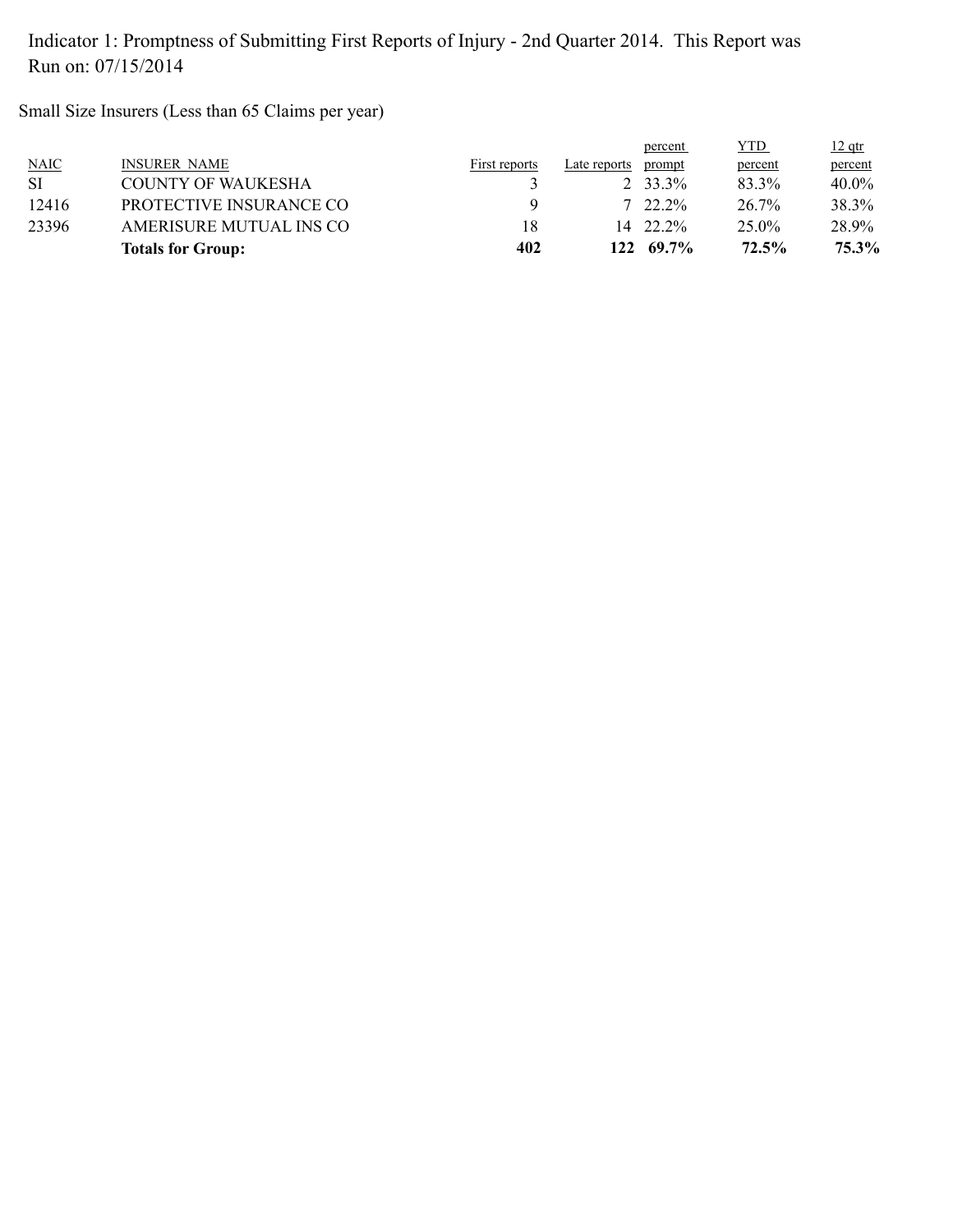Indicator 1: Promptness of Submitting First Reports of Injury - 2nd Quarter 2014. This Report was Run on: 07/15/2014

Small Size Insurers (Less than 65 Claims per year)

| NAIC | INSURER NAME | First reports | Late reports | percent prompt | YTD percent | 12 qtr percent |
|---|---|---|---|---|---|---|
| SI | COUNTY OF WAUKESHA | 3 | 2 | 33.3% | 83.3% | 40.0% |
| 12416 | PROTECTIVE INSURANCE CO | 9 | 7 | 22.2% | 26.7% | 38.3% |
| 23396 | AMERISURE MUTUAL INS CO | 18 | 14 | 22.2% | 25.0% | 28.9% |
| | **Totals for Group:** | **402** | **122** | **69.7%** | **72.5%** | **75.3%** |